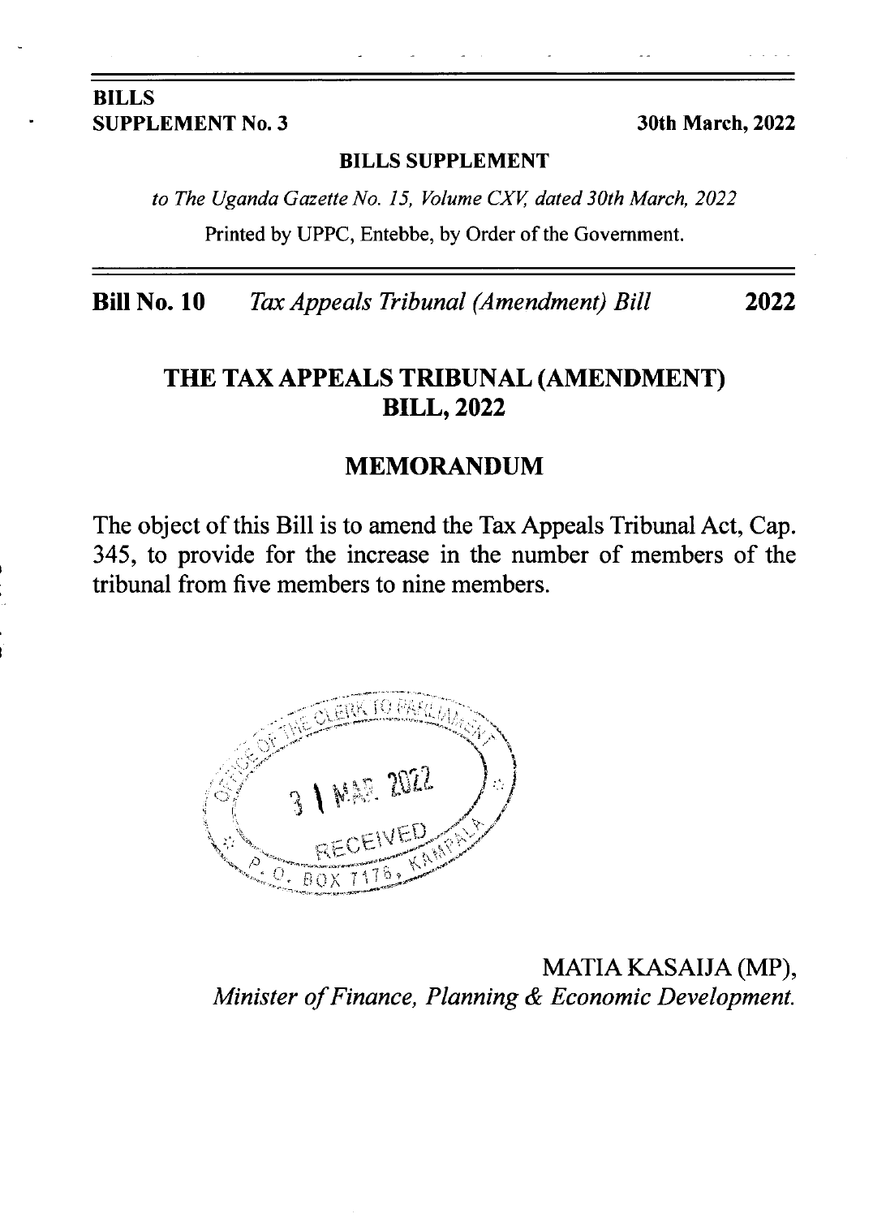**BILLS**
**SUPPLEMENT No. 3** **30th March, 2022**

**BILLS SUPPLEMENT**

*to The Uganda Gazette No. 15, Volume CXV, dated 30th March, 2022*

Printed by UPPC, Entebbe, by Order of the Government.

**Bill No. 10** *Tax Appeals Tribunal (Amendment) Bill* **2022**

# THE TAX APPEALS TRIBUNAL (AMENDMENT) BILL, 2022

## MEMORANDUM

The object of this Bill is to amend the Tax Appeals Tribunal Act, Cap. 345, to provide for the increase in the number of members of the tribunal from five members to nine members.

OFFICE OF THE CLERK TO PARLIAMENT
31 MAR 2022
RECEIVED
P. O. BOX 7178, KAMPALA

MATIA KASAIJA (MP),
*Minister of Finance, Planning & Economic Development.*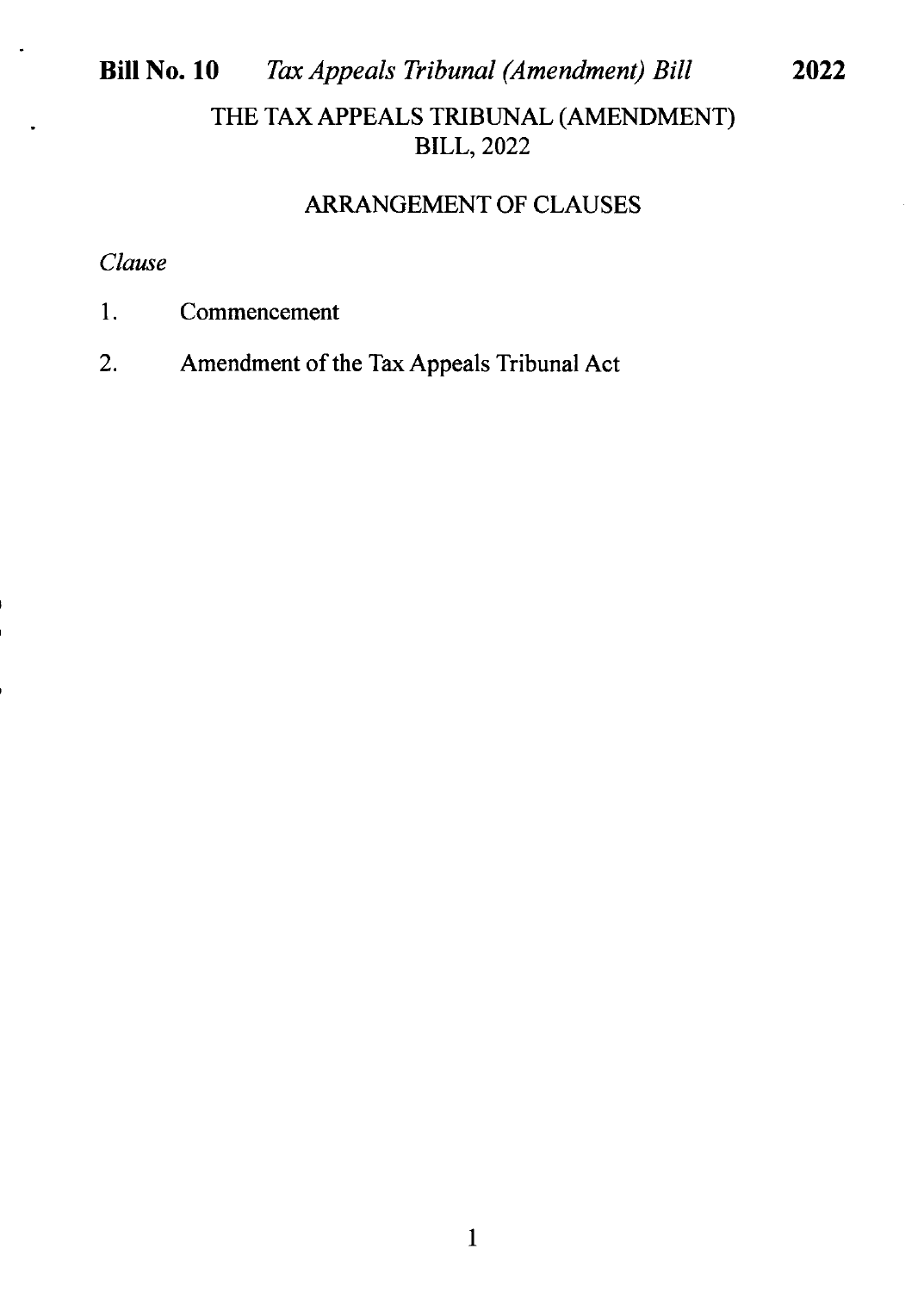# THE TAX APPEALS TRIBUNAL (AMENDMENT) BILL, 2022

## ARRANGEMENT OF CLAUSES

*Clause*

1. Commencement
2. Amendment of the Tax Appeals Tribunal Act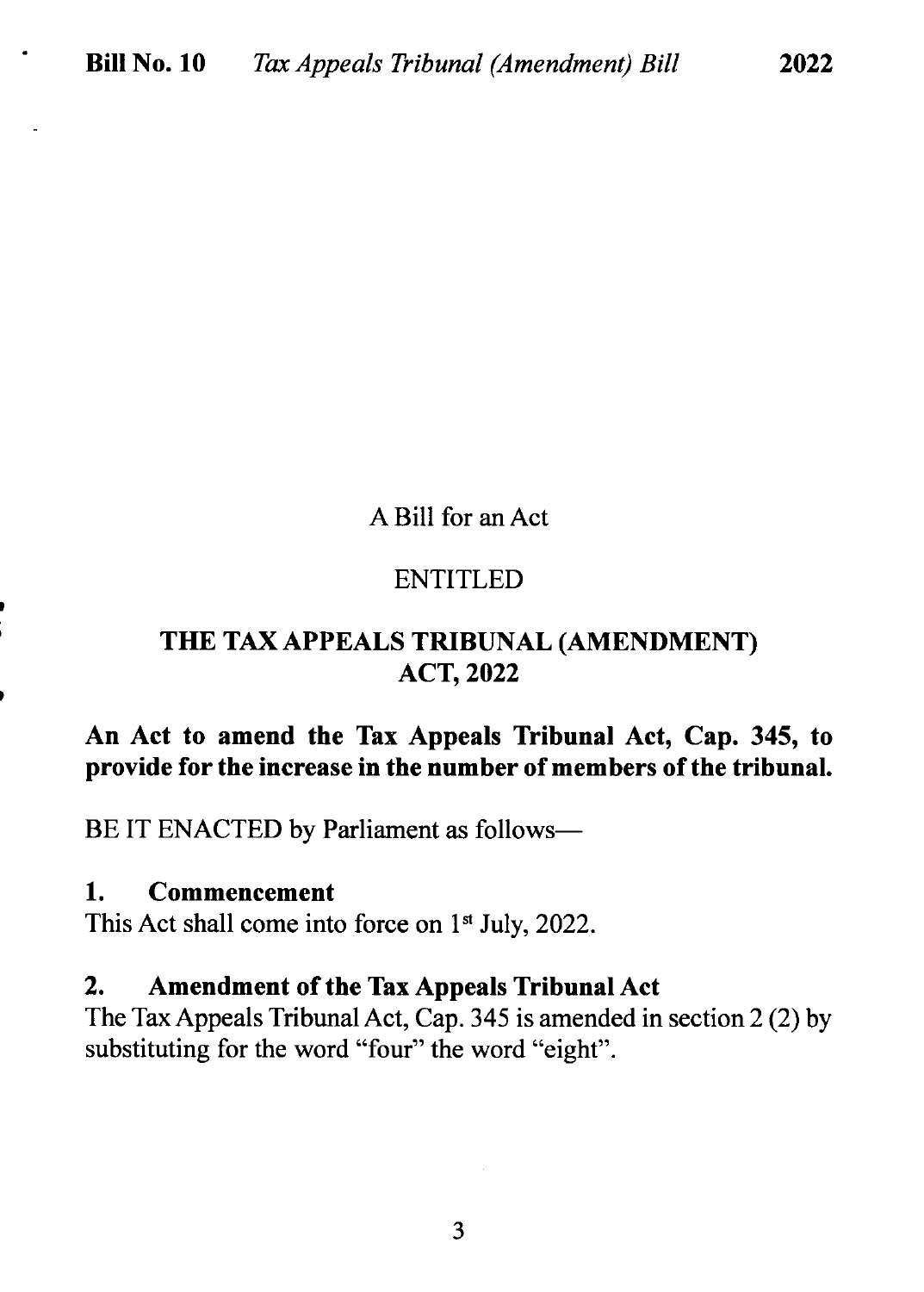A Bill for an Act

ENTITLED

**THE TAX APPEALS TRIBUNAL (AMENDMENT) ACT, 2022**

**An Act to amend the Tax Appeals Tribunal Act, Cap. 345, to provide for the increase in the number of members of the tribunal.**

BE IT ENACTED by Parliament as follows—

## 1. Commencement

This Act shall come into force on 1st July, 2022.

## 2. Amendment of the Tax Appeals Tribunal Act

The Tax Appeals Tribunal Act, Cap. 345 is amended in section 2 (2) by substituting for the word "four" the word "eight".